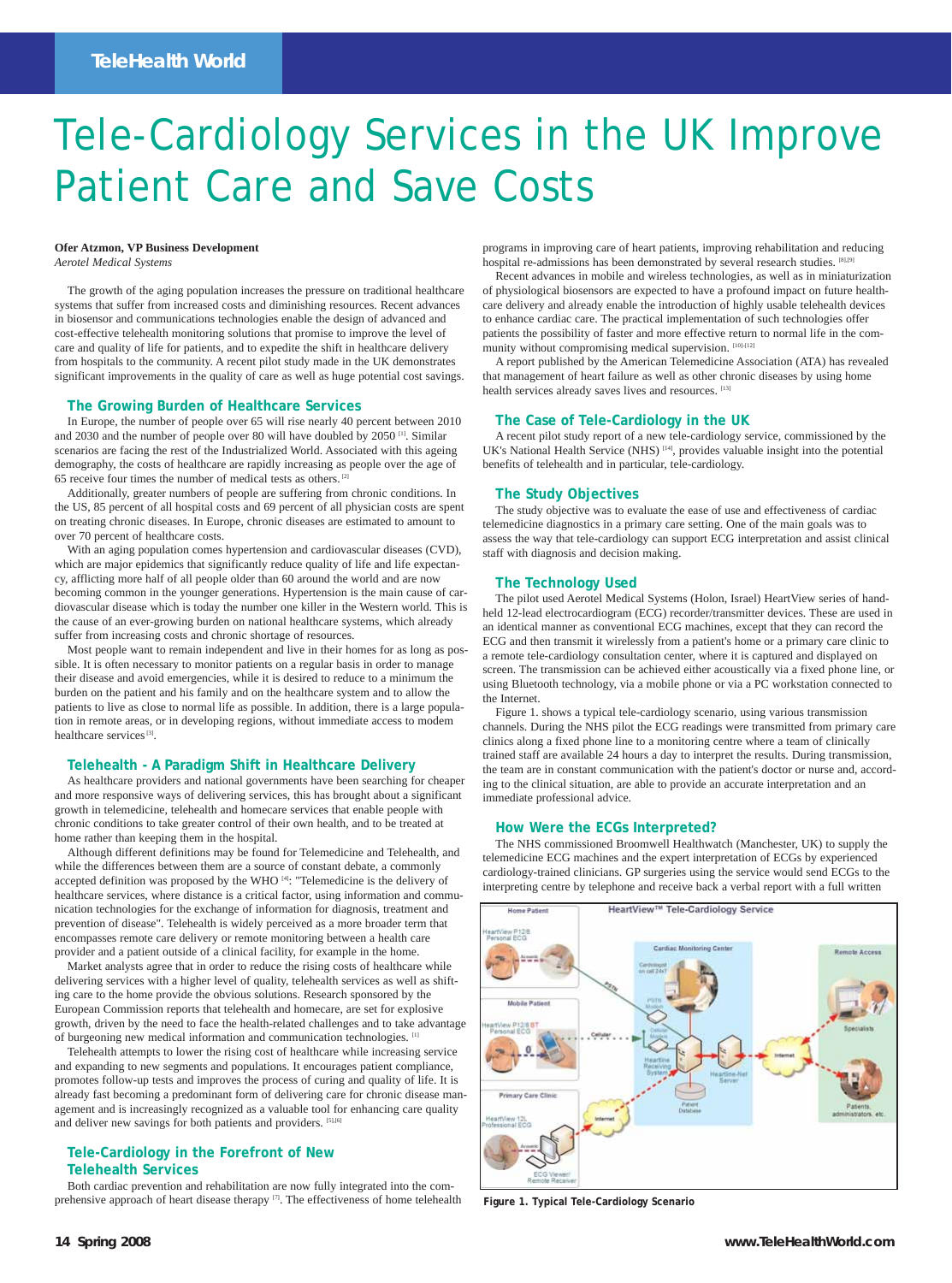# Tele-Cardiology Services in the UK Improve Patient Care and Save Costs

**Ofer Atzmon, VP Business Development**
*Aerotel Medical Systems*

The growth of the aging population increases the pressure on traditional healthcare systems that suffer from increased costs and diminishing resources. Recent advances in biosensor and communications technologies enable the design of advanced and cost-effective telehealth monitoring solutions that promise to improve the level of care and quality of life for patients, and to expedite the shift in healthcare delivery from hospitals to the community. A recent pilot study made in the UK demonstrates significant improvements in the quality of care as well as huge potential cost savings.

### The Growing Burden of Healthcare Services

In Europe, the number of people over 65 will rise nearly 40 percent between 2010 and 2030 and the number of people over 80 will have doubled by 2050 [1]. Similar scenarios are facing the rest of the Industrialized World. Associated with this ageing demography, the costs of healthcare are rapidly increasing as people over the age of 65 receive four times the number of medical tests as others. [2]

Additionally, greater numbers of people are suffering from chronic conditions. In the US, 85 percent of all hospital costs and 69 percent of all physician costs are spent on treating chronic diseases. In Europe, chronic diseases are estimated to amount to over 70 percent of healthcare costs.

With an aging population comes hypertension and cardiovascular diseases (CVD), which are major epidemics that significantly reduce quality of life and life expectancy, afflicting more half of all people older than 60 around the world and are now becoming common in the younger generations. Hypertension is the main cause of cardiovascular disease which is today the number one killer in the Western world. This is the cause of an ever-growing burden on national healthcare systems, which already suffer from increasing costs and chronic shortage of resources.

Most people want to remain independent and live in their homes for as long as possible. It is often necessary to monitor patients on a regular basis in order to manage their disease and avoid emergencies, while it is desired to reduce to a minimum the burden on the patient and his family and on the healthcare system and to allow the patients to live as close to normal life as possible. In addition, there is a large population in remote areas, or in developing regions, without immediate access to modem healthcare services [3].

### Telehealth - A Paradigm Shift in Healthcare Delivery

As healthcare providers and national governments have been searching for cheaper and more responsive ways of delivering services, this has brought about a significant growth in telemedicine, telehealth and homecare services that enable people with chronic conditions to take greater control of their own health, and to be treated at home rather than keeping them in the hospital.

Although different definitions may be found for Telemedicine and Telehealth, and while the differences between them are a source of constant debate, a commonly accepted definition was proposed by the WHO [4]: "Telemedicine is the delivery of healthcare services, where distance is a critical factor, using information and communication technologies for the exchange of information for diagnosis, treatment and prevention of disease". Telehealth is widely perceived as a more broader term that encompasses remote care delivery or remote monitoring between a health care provider and a patient outside of a clinical facility, for example in the home.

Market analysts agree that in order to reduce the rising costs of healthcare while delivering services with a higher level of quality, telehealth services as well as shifting care to the home provide the obvious solutions. Research sponsored by the European Commission reports that telehealth and homecare, are set for explosive growth, driven by the need to face the health-related challenges and to take advantage of burgeoning new medical information and communication technologies. [1]

Telehealth attempts to lower the rising cost of healthcare while increasing service and expanding to new segments and populations. It encourages patient compliance, promotes follow-up tests and improves the process of curing and quality of life. It is already fast becoming a predominant form of delivering care for chronic disease management and is increasingly recognized as a valuable tool for enhancing care quality and deliver new savings for both patients and providers. [5],[6]

### Tele-Cardiology in the Forefront of New Telehealth Services

Both cardiac prevention and rehabilitation are now fully integrated into the comprehensive approach of heart disease therapy [7]. The effectiveness of home telehealth programs in improving care of heart patients, improving rehabilitation and reducing hospital re-admissions has been demonstrated by several research studies. [8],[9]

Recent advances in mobile and wireless technologies, as well as in miniaturization of physiological biosensors are expected to have a profound impact on future healthcare delivery and already enable the introduction of highly usable telehealth devices to enhance cardiac care. The practical implementation of such technologies offer patients the possibility of faster and more effective return to normal life in the community without compromising medical supervision. [10]-[12]

A report published by the American Telemedicine Association (ATA) has revealed that management of heart failure as well as other chronic diseases by using home health services already saves lives and resources. [13]

### The Case of Tele-Cardiology in the UK

A recent pilot study report of a new tele-cardiology service, commissioned by the UK's National Health Service (NHS) [14], provides valuable insight into the potential benefits of telehealth and in particular, tele-cardiology.

### The Study Objectives

The study objective was to evaluate the ease of use and effectiveness of cardiac telemedicine diagnostics in a primary care setting. One of the main goals was to assess the way that tele-cardiology can support ECG interpretation and assist clinical staff with diagnosis and decision making.

### The Technology Used

The pilot used Aerotel Medical Systems (Holon, Israel) HeartView series of handheld 12-lead electrocardiogram (ECG) recorder/transmitter devices. These are used in an identical manner as conventional ECG machines, except that they can record the ECG and then transmit it wirelessly from a patient's home or a primary care clinic to a remote tele-cardiology consultation center, where it is captured and displayed on screen. The transmission can be achieved either acoustically via a fixed phone line, or using Bluetooth technology, via a mobile phone or via a PC workstation connected to the Internet.

Figure 1. shows a typical tele-cardiology scenario, using various transmission channels. During the NHS pilot the ECG readings were transmitted from primary care clinics along a fixed phone line to a monitoring centre where a team of clinically trained staff are available 24 hours a day to interpret the results. During transmission, the team are in constant communication with the patient's doctor or nurse and, according to the clinical situation, are able to provide an accurate interpretation and an immediate professional advice.

### How Were the ECGs Interpreted?

The NHS commissioned Broomwell Healthwatch (Manchester, UK) to supply the telemedicine ECG machines and the expert interpretation of ECGs by experienced cardiology-trained clinicians. GP surgeries using the service would send ECGs to the interpreting centre by telephone and receive back a verbal report with a full written

Figure 1. Typical Tele-Cardiology Scenario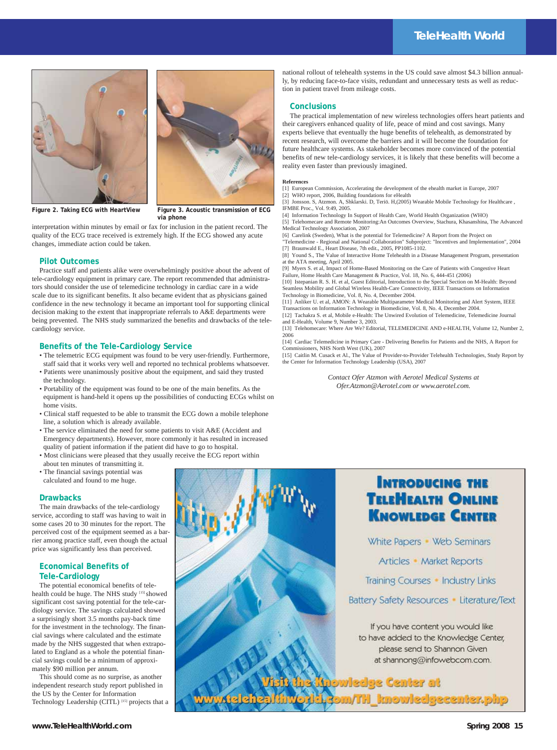Figure 2. Taking ECG with HeartView

Figure 3. Acoustic transmission of ECG via phone

interpretation within minutes by email or fax for inclusion in the patient record. The quality of the ECG trace received is extremely high. If the ECG showed any acute changes, immediate action could be taken.

## Pilot Outcomes

Practice staff and patients alike were overwhelmingly positive about the advent of tele-cardiology equipment in primary care. The report recommended that administrators should consider the use of telemedicine technology in cardiac care in a wide scale due to its significant benefits. It also became evident that as physicians gained confidence in the new technology it became an important tool for supporting clinical decision making to the extent that inappropriate referrals to A&E departments were being prevented. The NHS study summarized the benefits and drawbacks of the tele-cardiology service.

## Benefits of the Tele-Cardiology Service

- The telemetric ECG equipment was found to be very user-friendly. Furthermore, staff said that it works very well and reported no technical problems whatsoever.
- Patients were unanimously positive about the equipment, and said they trusted the technology.
- Portability of the equipment was found to be one of the main benefits. As the equipment is hand-held it opens up the possibilities of conducting ECGs whilst on home visits.
- Clinical staff requested to be able to transmit the ECG down a mobile telephone line, a solution which is already available.
- The service eliminated the need for some patients to visit A&E (Accident and Emergency departments). However, more commonly it has resulted in increased quality of patient information if the patient did have to go to hospital.
- Most clinicians were pleased that they usually receive the ECG report within about ten minutes of transmitting it.
- The financial savings potential was calculated and found to me huge.

## Drawbacks

The main drawbacks of the tele-cardiology service, according to staff was having to wait in some cases 20 to 30 minutes for the report. The perceived cost of the equipment seemed as a barrier among practice staff, even though the actual price was significantly less than perceived.

## Economical Benefits of Tele-Cardiology

The potential economical benefits of telehealth could be huge. The NHS study [15] showed significant cost saving potential for the tele-cardiology service. The savings calculated showed a surprisingly short 3.5 months pay-back time for the investment in the technology. The financial savings where calculated and the estimate made by the NHS suggested that when extrapolated to England as a whole the potential financial savings could be a minimum of approximately $90 million per annum.

This should come as no surprise, as another independent research study report published in the US by the Center for Information Technology Leadership (CITL) [15] projects that a national rollout of telehealth systems in the US could save almost $4.3 billion annually, by reducing face-to-face visits, redundant and unnecessary tests as well as reduction in patient travel from mileage costs.

## Conclusions

The practical implementation of new wireless technologies offers heart patients and their caregivers enhanced quality of life, peace of mind and cost savings. Many experts believe that eventually the huge benefits of telehealth, as demonstrated by recent research, will overcome the barriers and it will become the foundation for future healthcare systems. As stakeholder becomes more convinced of the potential benefits of new tele-cardiology services, it is likely that these benefits will become a reality even faster than previously imagined.

**References**

[1] European Commission, Accelerating the development of the ehealth market in Europe, 2007
[2] WHO report, 2006, Building foundations for eHealth
[3] Jonsson. S, Atzmon. A, Shklarski. D, Teriö. H,(2005) Wearable Mobile Technology for Healthcare , IFMBE Proc., Vol. 9:49, 2005.
[4] Information Technology In Support of Health Care, World Health Organization (WHO)
[5] Telehomecare and Remote Monitoring:An Outcomes Overview, Stachura, Khasanshina, The Advanced Medical Technology Association, 2007
[6] Carelink (Sweden), What is the potential for Telemedicine? A Report from the Project on "Telemedicine - Regional and National Collaboration" Subproject: "Incentives and Implementation", 2004
[7] Braunwald E., Heart Disease, 7th edit., 2005, PP1085-1102.
[8] Yound S., The Value of Interactive Home Telehealth in a Disease Management Program, presentation at the ATA meeting, April 2005.
[9] Myers S. et al, Impact of Home-Based Monitoring on the Care of Patients with Congestive Heart Failure, Home Health Care Management & Practice, Vol. 18, No. 6, 444-451 (2006)
[10] Istepanian R. S. H. et al, Guest Editorial, Introduction to the Special Section on M-Health: Beyond Seamless Mobility and Global Wireless Health-Care Connectivity, IEEE Transactions on Information Technology in Biomedicine, Vol. 8, No. 4, December 2004.
[11] Anliker U. et al, AMON: A Wearable Multiparameter Medical Monitoring and Alert System, IEEE Transactions on Information Technology in Biomedicine, Vol. 8, No. 4, December 2004.
[12] Tachakra S. et al, Mobile e-Health: The Unwired Evolution of Telemedicine, Telemedicine Journal and E-Health, Volume 9, Number 3, 2003.
[13] Telehomecare: Where Are We? Editorial, TELEMEDICINE AND e-HEALTH, Volume 12, Number 2, 2006
[14] Cardiac Telemedicine in Primary Care - Delivering Benefits for Patients and the NHS, A Report for Commissioners, NHS North West (UK), 2007
[15] Caitlin M. Cusack et Al., The Value of Provider-to-Provider Telehealth Technologies, Study Report by the Center for Information Technology Leadership (USA), 2007

*Contact Ofer Atzmon with Aerotel Medical Systems at Ofer.Atzmon@Aerotel.com or www.aerotel.com.*

**INTRODUCING THE TELEHEALTH ONLINE KNOWLEDGE CENTER**

White Papers • Web Seminars
Articles • Market Reports
Training Courses • Industry Links
Battery Safety Resources • Literature/Text

If you have content you would like to have added to the Knowledge Center, please send to Shannon Given at shannong@infowebcom.com.

**Visit the Knowledge Center at www.telehealthworld.com/TH_knowledgecenter.php**